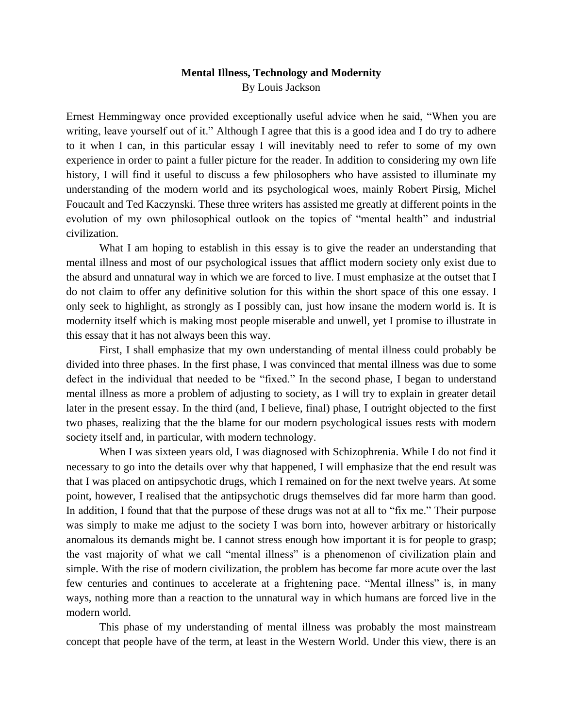**Mental Illness, Technology and Modernity**

By Louis Jackson

Ernest Hemmingway once provided exceptionally useful advice when he said, "When you are writing, leave yourself out of it." Although I agree that this is a good idea and I do try to adhere to it when I can, in this particular essay I will inevitably need to refer to some of my own experience in order to paint a fuller picture for the reader. In addition to considering my own life history, I will find it useful to discuss a few philosophers who have assisted to illuminate my understanding of the modern world and its psychological woes, mainly Robert Pirsig, Michel Foucault and Ted Kaczynski. These three writers has assisted me greatly at different points in the evolution of my own philosophical outlook on the topics of "mental health" and industrial civilization.

What I am hoping to establish in this essay is to give the reader an understanding that mental illness and most of our psychological issues that afflict modern society only exist due to the absurd and unnatural way in which we are forced to live. I must emphasize at the outset that I do not claim to offer any definitive solution for this within the short space of this one essay. I only seek to highlight, as strongly as I possibly can, just how insane the modern world is. It is modernity itself which is making most people miserable and unwell, yet I promise to illustrate in this essay that it has not always been this way.

First, I shall emphasize that my own understanding of mental illness could probably be divided into three phases. In the first phase, I was convinced that mental illness was due to some defect in the individual that needed to be "fixed." In the second phase, I began to understand mental illness as more a problem of adjusting to society, as I will try to explain in greater detail later in the present essay. In the third (and, I believe, final) phase, I outright objected to the first two phases, realizing that the the blame for our modern psychological issues rests with modern society itself and, in particular, with modern technology.

When I was sixteen years old, I was diagnosed with Schizophrenia. While I do not find it necessary to go into the details over why that happened, I will emphasize that the end result was that I was placed on antipsychotic drugs, which I remained on for the next twelve years. At some point, however, I realised that the antipsychotic drugs themselves did far more harm than good. In addition, I found that that the purpose of these drugs was not at all to "fix me." Their purpose was simply to make me adjust to the society I was born into, however arbitrary or historically anomalous its demands might be. I cannot stress enough how important it is for people to grasp; the vast majority of what we call "mental illness" is a phenomenon of civilization plain and simple. With the rise of modern civilization, the problem has become far more acute over the last few centuries and continues to accelerate at a frightening pace. "Mental illness" is, in many ways, nothing more than a reaction to the unnatural way in which humans are forced live in the modern world.

This phase of my understanding of mental illness was probably the most mainstream concept that people have of the term, at least in the Western World. Under this view, there is an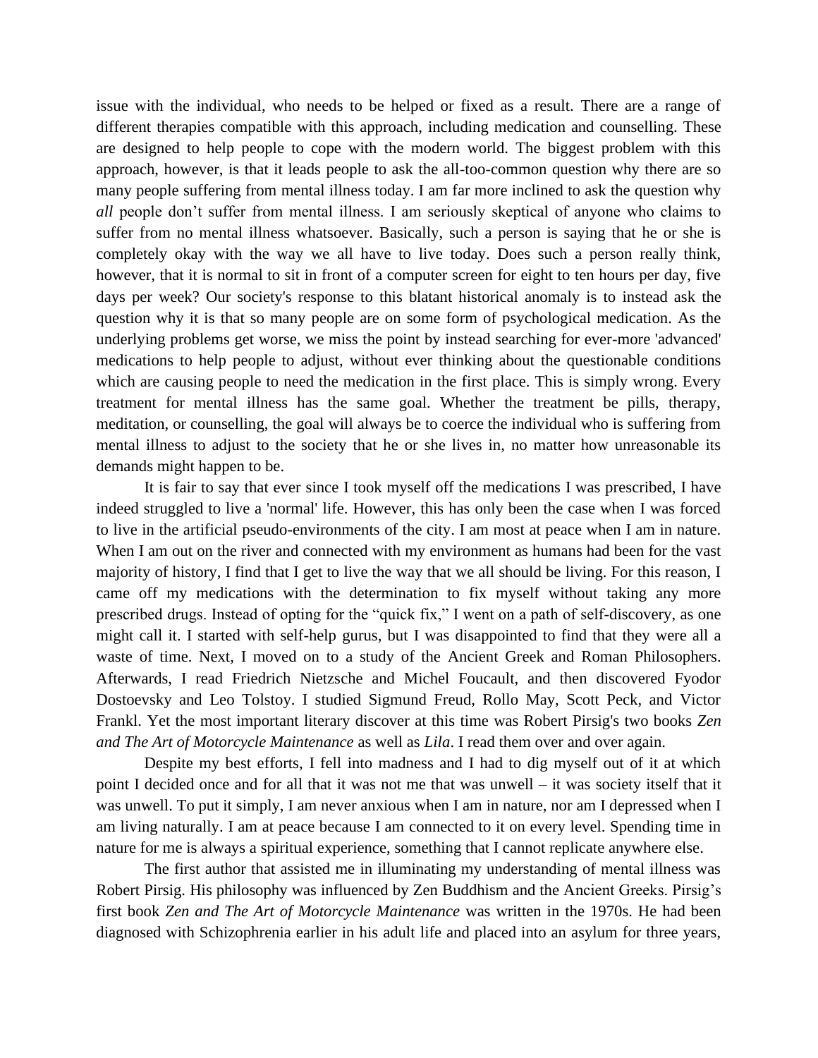issue with the individual, who needs to be helped or fixed as a result. There are a range of different therapies compatible with this approach, including medication and counselling. These are designed to help people to cope with the modern world. The biggest problem with this approach, however, is that it leads people to ask the all-too-common question why there are so many people suffering from mental illness today. I am far more inclined to ask the question why *all* people don't suffer from mental illness. I am seriously skeptical of anyone who claims to suffer from no mental illness whatsoever. Basically, such a person is saying that he or she is completely okay with the way we all have to live today. Does such a person really think, however, that it is normal to sit in front of a computer screen for eight to ten hours per day, five days per week? Our society's response to this blatant historical anomaly is to instead ask the question why it is that so many people are on some form of psychological medication. As the underlying problems get worse, we miss the point by instead searching for ever-more 'advanced' medications to help people to adjust, without ever thinking about the questionable conditions which are causing people to need the medication in the first place. This is simply wrong. Every treatment for mental illness has the same goal. Whether the treatment be pills, therapy, meditation, or counselling, the goal will always be to coerce the individual who is suffering from mental illness to adjust to the society that he or she lives in, no matter how unreasonable its demands might happen to be.

It is fair to say that ever since I took myself off the medications I was prescribed, I have indeed struggled to live a 'normal' life. However, this has only been the case when I was forced to live in the artificial pseudo-environments of the city. I am most at peace when I am in nature. When I am out on the river and connected with my environment as humans had been for the vast majority of history, I find that I get to live the way that we all should be living. For this reason, I came off my medications with the determination to fix myself without taking any more prescribed drugs. Instead of opting for the "quick fix," I went on a path of self-discovery, as one might call it. I started with self-help gurus, but I was disappointed to find that they were all a waste of time. Next, I moved on to a study of the Ancient Greek and Roman Philosophers. Afterwards, I read Friedrich Nietzsche and Michel Foucault, and then discovered Fyodor Dostoevsky and Leo Tolstoy. I studied Sigmund Freud, Rollo May, Scott Peck, and Victor Frankl. Yet the most important literary discover at this time was Robert Pirsig's two books *Zen and The Art of Motorcycle Maintenance* as well as *Lila*. I read them over and over again.

Despite my best efforts, I fell into madness and I had to dig myself out of it at which point I decided once and for all that it was not me that was unwell – it was society itself that it was unwell. To put it simply, I am never anxious when I am in nature, nor am I depressed when I am living naturally. I am at peace because I am connected to it on every level. Spending time in nature for me is always a spiritual experience, something that I cannot replicate anywhere else.

The first author that assisted me in illuminating my understanding of mental illness was Robert Pirsig. His philosophy was influenced by Zen Buddhism and the Ancient Greeks. Pirsig's first book *Zen and The Art of Motorcycle Maintenance* was written in the 1970s. He had been diagnosed with Schizophrenia earlier in his adult life and placed into an asylum for three years,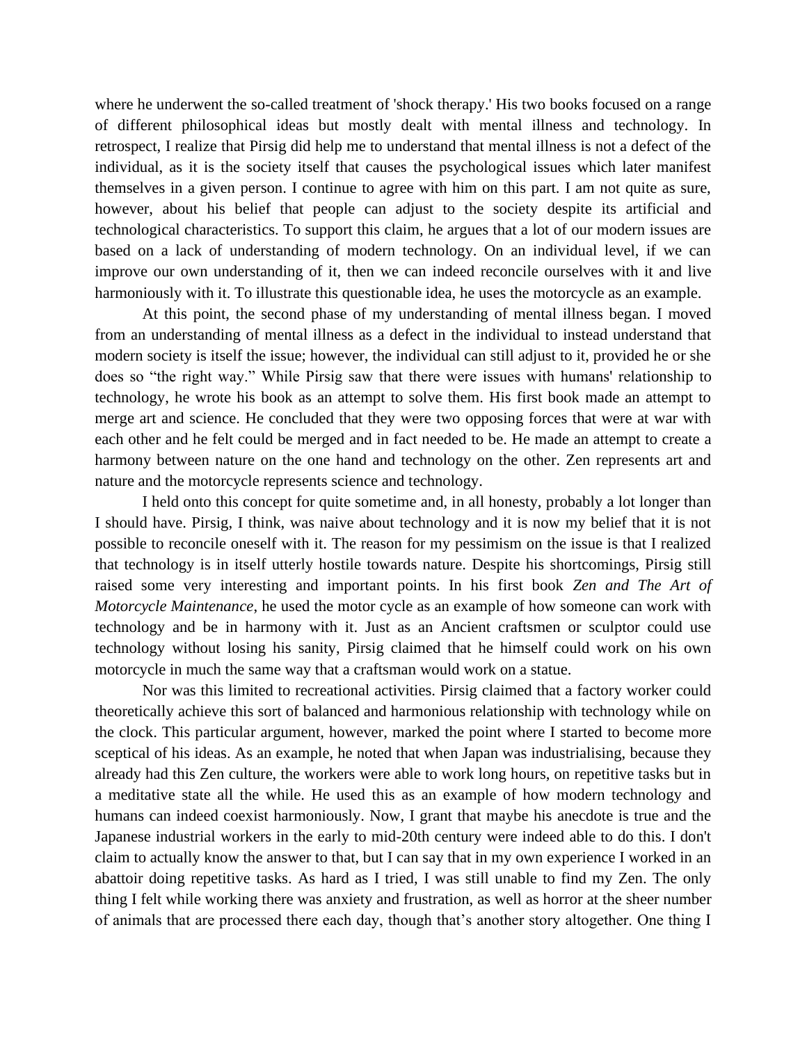where he underwent the so-called treatment of 'shock therapy.' His two books focused on a range of different philosophical ideas but mostly dealt with mental illness and technology. In retrospect, I realize that Pirsig did help me to understand that mental illness is not a defect of the individual, as it is the society itself that causes the psychological issues which later manifest themselves in a given person. I continue to agree with him on this part. I am not quite as sure, however, about his belief that people can adjust to the society despite its artificial and technological characteristics. To support this claim, he argues that a lot of our modern issues are based on a lack of understanding of modern technology. On an individual level, if we can improve our own understanding of it, then we can indeed reconcile ourselves with it and live harmoniously with it. To illustrate this questionable idea, he uses the motorcycle as an example.

At this point, the second phase of my understanding of mental illness began. I moved from an understanding of mental illness as a defect in the individual to instead understand that modern society is itself the issue; however, the individual can still adjust to it, provided he or she does so "the right way." While Pirsig saw that there were issues with humans' relationship to technology, he wrote his book as an attempt to solve them. His first book made an attempt to merge art and science. He concluded that they were two opposing forces that were at war with each other and he felt could be merged and in fact needed to be. He made an attempt to create a harmony between nature on the one hand and technology on the other. Zen represents art and nature and the motorcycle represents science and technology.

I held onto this concept for quite sometime and, in all honesty, probably a lot longer than I should have. Pirsig, I think, was naive about technology and it is now my belief that it is not possible to reconcile oneself with it. The reason for my pessimism on the issue is that I realized that technology is in itself utterly hostile towards nature. Despite his shortcomings, Pirsig still raised some very interesting and important points. In his first book *Zen and The Art of Motorcycle Maintenance*, he used the motor cycle as an example of how someone can work with technology and be in harmony with it. Just as an Ancient craftsmen or sculptor could use technology without losing his sanity, Pirsig claimed that he himself could work on his own motorcycle in much the same way that a craftsman would work on a statue.

Nor was this limited to recreational activities. Pirsig claimed that a factory worker could theoretically achieve this sort of balanced and harmonious relationship with technology while on the clock. This particular argument, however, marked the point where I started to become more sceptical of his ideas. As an example, he noted that when Japan was industrialising, because they already had this Zen culture, the workers were able to work long hours, on repetitive tasks but in a meditative state all the while. He used this as an example of how modern technology and humans can indeed coexist harmoniously. Now, I grant that maybe his anecdote is true and the Japanese industrial workers in the early to mid-20th century were indeed able to do this. I don't claim to actually know the answer to that, but I can say that in my own experience I worked in an abattoir doing repetitive tasks. As hard as I tried, I was still unable to find my Zen. The only thing I felt while working there was anxiety and frustration, as well as horror at the sheer number of animals that are processed there each day, though that's another story altogether. One thing I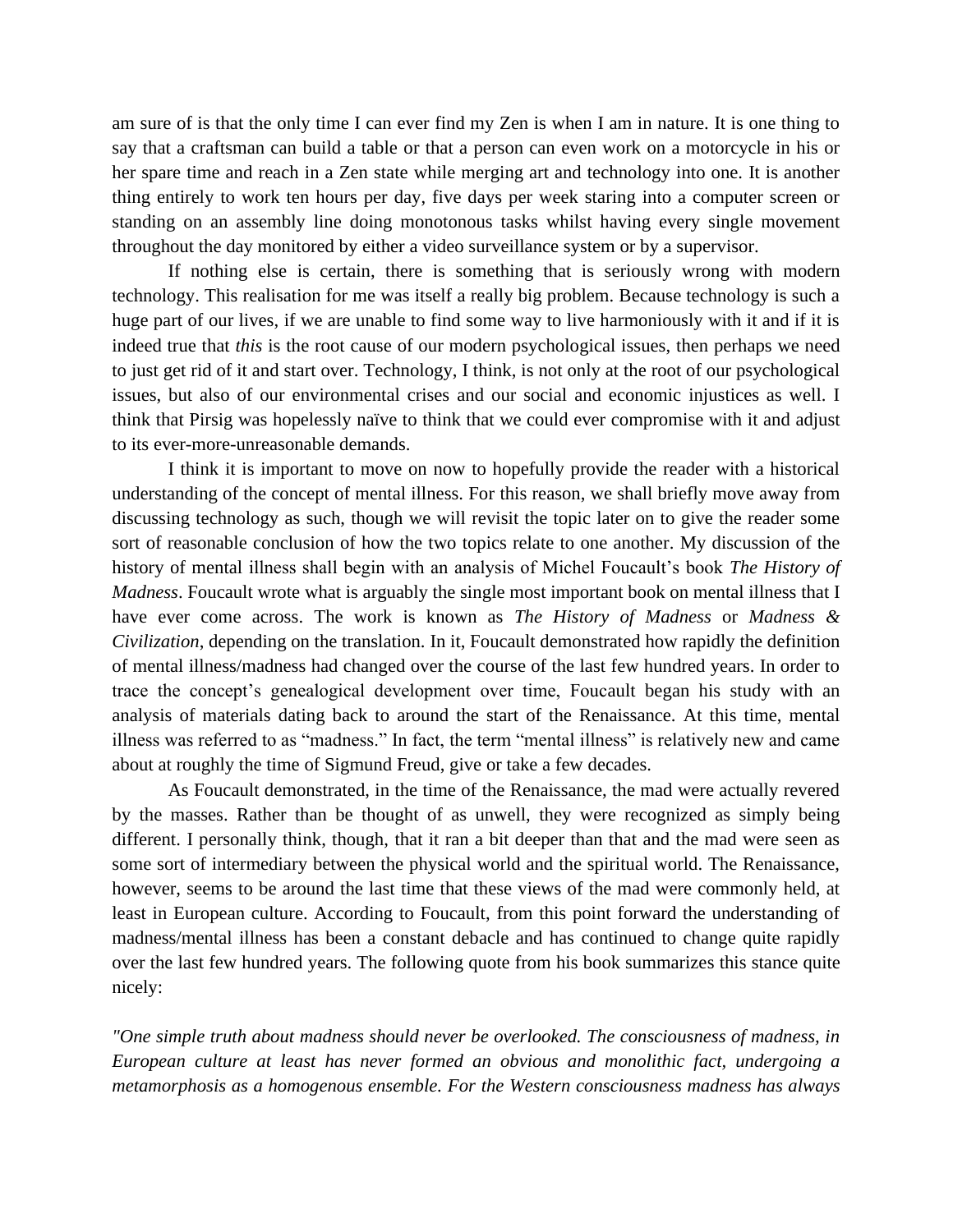am sure of is that the only time I can ever find my Zen is when I am in nature. It is one thing to say that a craftsman can build a table or that a person can even work on a motorcycle in his or her spare time and reach in a Zen state while merging art and technology into one. It is another thing entirely to work ten hours per day, five days per week staring into a computer screen or standing on an assembly line doing monotonous tasks whilst having every single movement throughout the day monitored by either a video surveillance system or by a supervisor.

If nothing else is certain, there is something that is seriously wrong with modern technology. This realisation for me was itself a really big problem. Because technology is such a huge part of our lives, if we are unable to find some way to live harmoniously with it and if it is indeed true that *this* is the root cause of our modern psychological issues, then perhaps we need to just get rid of it and start over. Technology, I think, is not only at the root of our psychological issues, but also of our environmental crises and our social and economic injustices as well. I think that Pirsig was hopelessly naïve to think that we could ever compromise with it and adjust to its ever-more-unreasonable demands.

I think it is important to move on now to hopefully provide the reader with a historical understanding of the concept of mental illness. For this reason, we shall briefly move away from discussing technology as such, though we will revisit the topic later on to give the reader some sort of reasonable conclusion of how the two topics relate to one another. My discussion of the history of mental illness shall begin with an analysis of Michel Foucault's book *The History of Madness*. Foucault wrote what is arguably the single most important book on mental illness that I have ever come across. The work is known as *The History of Madness* or *Madness & Civilization*, depending on the translation. In it, Foucault demonstrated how rapidly the definition of mental illness/madness had changed over the course of the last few hundred years. In order to trace the concept's genealogical development over time, Foucault began his study with an analysis of materials dating back to around the start of the Renaissance. At this time, mental illness was referred to as "madness." In fact, the term "mental illness" is relatively new and came about at roughly the time of Sigmund Freud, give or take a few decades.

As Foucault demonstrated, in the time of the Renaissance, the mad were actually revered by the masses. Rather than be thought of as unwell, they were recognized as simply being different. I personally think, though, that it ran a bit deeper than that and the mad were seen as some sort of intermediary between the physical world and the spiritual world. The Renaissance, however, seems to be around the last time that these views of the mad were commonly held, at least in European culture. According to Foucault, from this point forward the understanding of madness/mental illness has been a constant debacle and has continued to change quite rapidly over the last few hundred years. The following quote from his book summarizes this stance quite nicely:

*"One simple truth about madness should never be overlooked. The consciousness of madness, in European culture at least has never formed an obvious and monolithic fact, undergoing a metamorphosis as a homogenous ensemble. For the Western consciousness madness has always*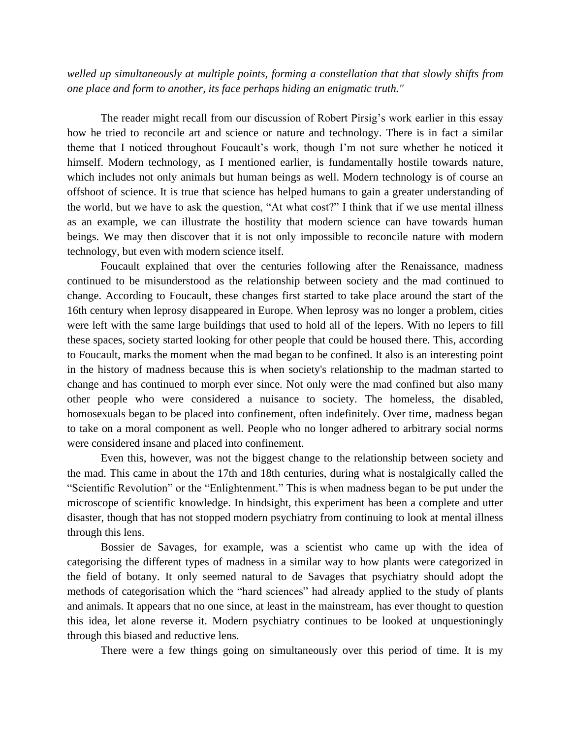*welled up simultaneously at multiple points, forming a constellation that that slowly shifts from one place and form to another, its face perhaps hiding an enigmatic truth."*

The reader might recall from our discussion of Robert Pirsig's work earlier in this essay how he tried to reconcile art and science or nature and technology. There is in fact a similar theme that I noticed throughout Foucault's work, though I'm not sure whether he noticed it himself. Modern technology, as I mentioned earlier, is fundamentally hostile towards nature, which includes not only animals but human beings as well. Modern technology is of course an offshoot of science. It is true that science has helped humans to gain a greater understanding of the world, but we have to ask the question, "At what cost?" I think that if we use mental illness as an example, we can illustrate the hostility that modern science can have towards human beings. We may then discover that it is not only impossible to reconcile nature with modern technology, but even with modern science itself.

Foucault explained that over the centuries following after the Renaissance, madness continued to be misunderstood as the relationship between society and the mad continued to change. According to Foucault, these changes first started to take place around the start of the 16th century when leprosy disappeared in Europe. When leprosy was no longer a problem, cities were left with the same large buildings that used to hold all of the lepers. With no lepers to fill these spaces, society started looking for other people that could be housed there. This, according to Foucault, marks the moment when the mad began to be confined. It also is an interesting point in the history of madness because this is when society's relationship to the madman started to change and has continued to morph ever since. Not only were the mad confined but also many other people who were considered a nuisance to society. The homeless, the disabled, homosexuals began to be placed into confinement, often indefinitely. Over time, madness began to take on a moral component as well. People who no longer adhered to arbitrary social norms were considered insane and placed into confinement.

Even this, however, was not the biggest change to the relationship between society and the mad. This came in about the 17th and 18th centuries, during what is nostalgically called the "Scientific Revolution" or the "Enlightenment." This is when madness began to be put under the microscope of scientific knowledge. In hindsight, this experiment has been a complete and utter disaster, though that has not stopped modern psychiatry from continuing to look at mental illness through this lens.

Bossier de Savages, for example, was a scientist who came up with the idea of categorising the different types of madness in a similar way to how plants were categorized in the field of botany. It only seemed natural to de Savages that psychiatry should adopt the methods of categorisation which the "hard sciences" had already applied to the study of plants and animals. It appears that no one since, at least in the mainstream, has ever thought to question this idea, let alone reverse it. Modern psychiatry continues to be looked at unquestioningly through this biased and reductive lens.

There were a few things going on simultaneously over this period of time. It is my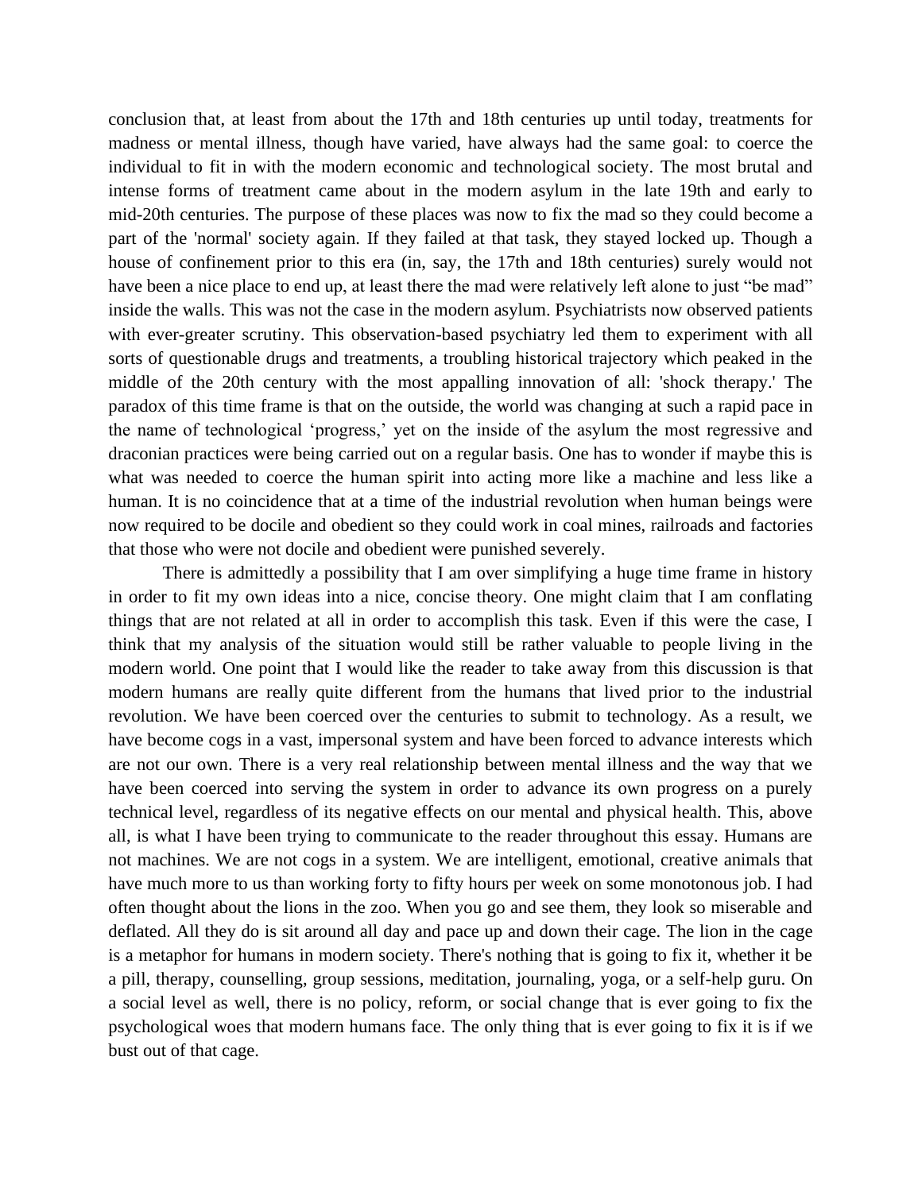conclusion that, at least from about the 17th and 18th centuries up until today, treatments for madness or mental illness, though have varied, have always had the same goal: to coerce the individual to fit in with the modern economic and technological society. The most brutal and intense forms of treatment came about in the modern asylum in the late 19th and early to mid-20th centuries. The purpose of these places was now to fix the mad so they could become a part of the 'normal' society again. If they failed at that task, they stayed locked up. Though a house of confinement prior to this era (in, say, the 17th and 18th centuries) surely would not have been a nice place to end up, at least there the mad were relatively left alone to just “be mad” inside the walls. This was not the case in the modern asylum. Psychiatrists now observed patients with ever-greater scrutiny. This observation-based psychiatry led them to experiment with all sorts of questionable drugs and treatments, a troubling historical trajectory which peaked in the middle of the 20th century with the most appalling innovation of all: 'shock therapy.' The paradox of this time frame is that on the outside, the world was changing at such a rapid pace in the name of technological ‘progress,’ yet on the inside of the asylum the most regressive and draconian practices were being carried out on a regular basis. One has to wonder if maybe this is what was needed to coerce the human spirit into acting more like a machine and less like a human. It is no coincidence that at a time of the industrial revolution when human beings were now required to be docile and obedient so they could work in coal mines, railroads and factories that those who were not docile and obedient were punished severely.

There is admittedly a possibility that I am over simplifying a huge time frame in history in order to fit my own ideas into a nice, concise theory. One might claim that I am conflating things that are not related at all in order to accomplish this task. Even if this were the case, I think that my analysis of the situation would still be rather valuable to people living in the modern world. One point that I would like the reader to take away from this discussion is that modern humans are really quite different from the humans that lived prior to the industrial revolution. We have been coerced over the centuries to submit to technology. As a result, we have become cogs in a vast, impersonal system and have been forced to advance interests which are not our own. There is a very real relationship between mental illness and the way that we have been coerced into serving the system in order to advance its own progress on a purely technical level, regardless of its negative effects on our mental and physical health. This, above all, is what I have been trying to communicate to the reader throughout this essay. Humans are not machines. We are not cogs in a system. We are intelligent, emotional, creative animals that have much more to us than working forty to fifty hours per week on some monotonous job. I had often thought about the lions in the zoo. When you go and see them, they look so miserable and deflated. All they do is sit around all day and pace up and down their cage. The lion in the cage is a metaphor for humans in modern society. There's nothing that is going to fix it, whether it be a pill, therapy, counselling, group sessions, meditation, journaling, yoga, or a self-help guru. On a social level as well, there is no policy, reform, or social change that is ever going to fix the psychological woes that modern humans face. The only thing that is ever going to fix it is if we bust out of that cage.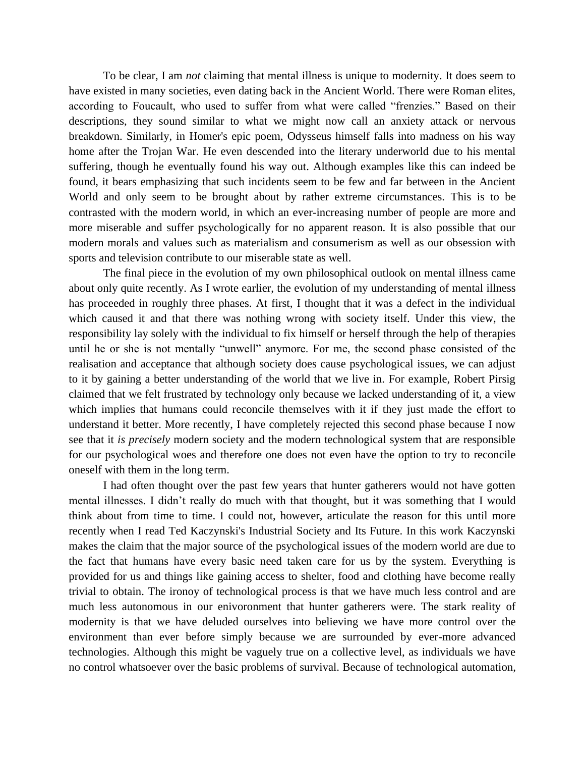To be clear, I am *not* claiming that mental illness is unique to modernity. It does seem to have existed in many societies, even dating back in the Ancient World. There were Roman elites, according to Foucault, who used to suffer from what were called "frenzies." Based on their descriptions, they sound similar to what we might now call an anxiety attack or nervous breakdown. Similarly, in Homer's epic poem, Odysseus himself falls into madness on his way home after the Trojan War. He even descended into the literary underworld due to his mental suffering, though he eventually found his way out. Although examples like this can indeed be found, it bears emphasizing that such incidents seem to be few and far between in the Ancient World and only seem to be brought about by rather extreme circumstances. This is to be contrasted with the modern world, in which an ever-increasing number of people are more and more miserable and suffer psychologically for no apparent reason. It is also possible that our modern morals and values such as materialism and consumerism as well as our obsession with sports and television contribute to our miserable state as well.

The final piece in the evolution of my own philosophical outlook on mental illness came about only quite recently. As I wrote earlier, the evolution of my understanding of mental illness has proceeded in roughly three phases. At first, I thought that it was a defect in the individual which caused it and that there was nothing wrong with society itself. Under this view, the responsibility lay solely with the individual to fix himself or herself through the help of therapies until he or she is not mentally "unwell" anymore. For me, the second phase consisted of the realisation and acceptance that although society does cause psychological issues, we can adjust to it by gaining a better understanding of the world that we live in. For example, Robert Pirsig claimed that we felt frustrated by technology only because we lacked understanding of it, a view which implies that humans could reconcile themselves with it if they just made the effort to understand it better. More recently, I have completely rejected this second phase because I now see that it *is precisely* modern society and the modern technological system that are responsible for our psychological woes and therefore one does not even have the option to try to reconcile oneself with them in the long term.

I had often thought over the past few years that hunter gatherers would not have gotten mental illnesses. I didn't really do much with that thought, but it was something that I would think about from time to time. I could not, however, articulate the reason for this until more recently when I read Ted Kaczynski's Industrial Society and Its Future. In this work Kaczynski makes the claim that the major source of the psychological issues of the modern world are due to the fact that humans have every basic need taken care for us by the system. Everything is provided for us and things like gaining access to shelter, food and clothing have become really trivial to obtain. The ironoy of technological process is that we have much less control and are much less autonomous in our enivoronment that hunter gatherers were. The stark reality of modernity is that we have deluded ourselves into believing we have more control over the environment than ever before simply because we are surrounded by ever-more advanced technologies. Although this might be vaguely true on a collective level, as individuals we have no control whatsoever over the basic problems of survival. Because of technological automation,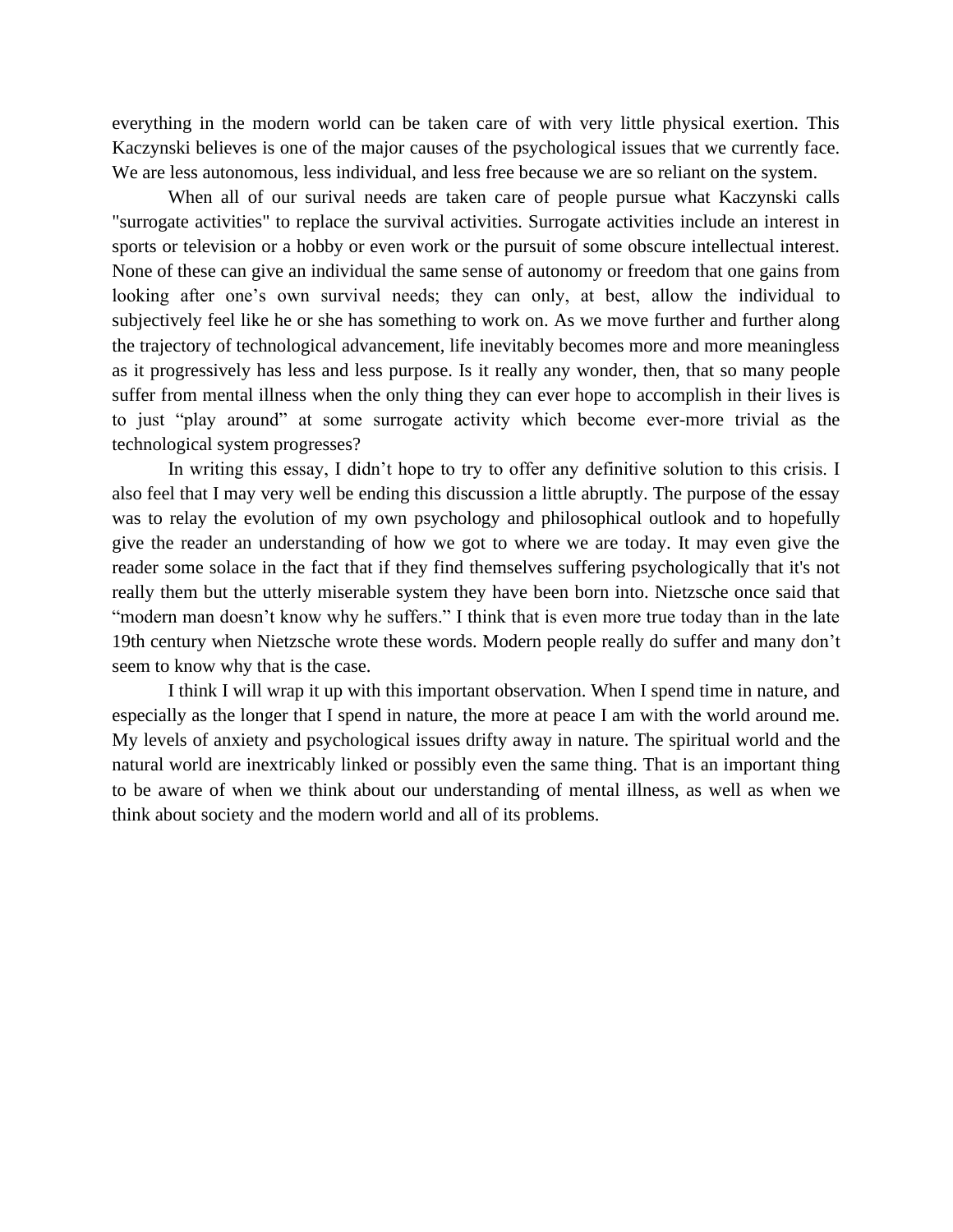everything in the modern world can be taken care of with very little physical exertion. This Kaczynski believes is one of the major causes of the psychological issues that we currently face. We are less autonomous, less individual, and less free because we are so reliant on the system.

When all of our surival needs are taken care of people pursue what Kaczynski calls "surrogate activities" to replace the survival activities. Surrogate activities include an interest in sports or television or a hobby or even work or the pursuit of some obscure intellectual interest. None of these can give an individual the same sense of autonomy or freedom that one gains from looking after one's own survival needs; they can only, at best, allow the individual to subjectively feel like he or she has something to work on. As we move further and further along the trajectory of technological advancement, life inevitably becomes more and more meaningless as it progressively has less and less purpose. Is it really any wonder, then, that so many people suffer from mental illness when the only thing they can ever hope to accomplish in their lives is to just "play around" at some surrogate activity which become ever-more trivial as the technological system progresses?

In writing this essay, I didn't hope to try to offer any definitive solution to this crisis. I also feel that I may very well be ending this discussion a little abruptly. The purpose of the essay was to relay the evolution of my own psychology and philosophical outlook and to hopefully give the reader an understanding of how we got to where we are today. It may even give the reader some solace in the fact that if they find themselves suffering psychologically that it's not really them but the utterly miserable system they have been born into. Nietzsche once said that "modern man doesn't know why he suffers." I think that is even more true today than in the late 19th century when Nietzsche wrote these words. Modern people really do suffer and many don't seem to know why that is the case.

I think I will wrap it up with this important observation. When I spend time in nature, and especially as the longer that I spend in nature, the more at peace I am with the world around me. My levels of anxiety and psychological issues drifty away in nature. The spiritual world and the natural world are inextricably linked or possibly even the same thing. That is an important thing to be aware of when we think about our understanding of mental illness, as well as when we think about society and the modern world and all of its problems.